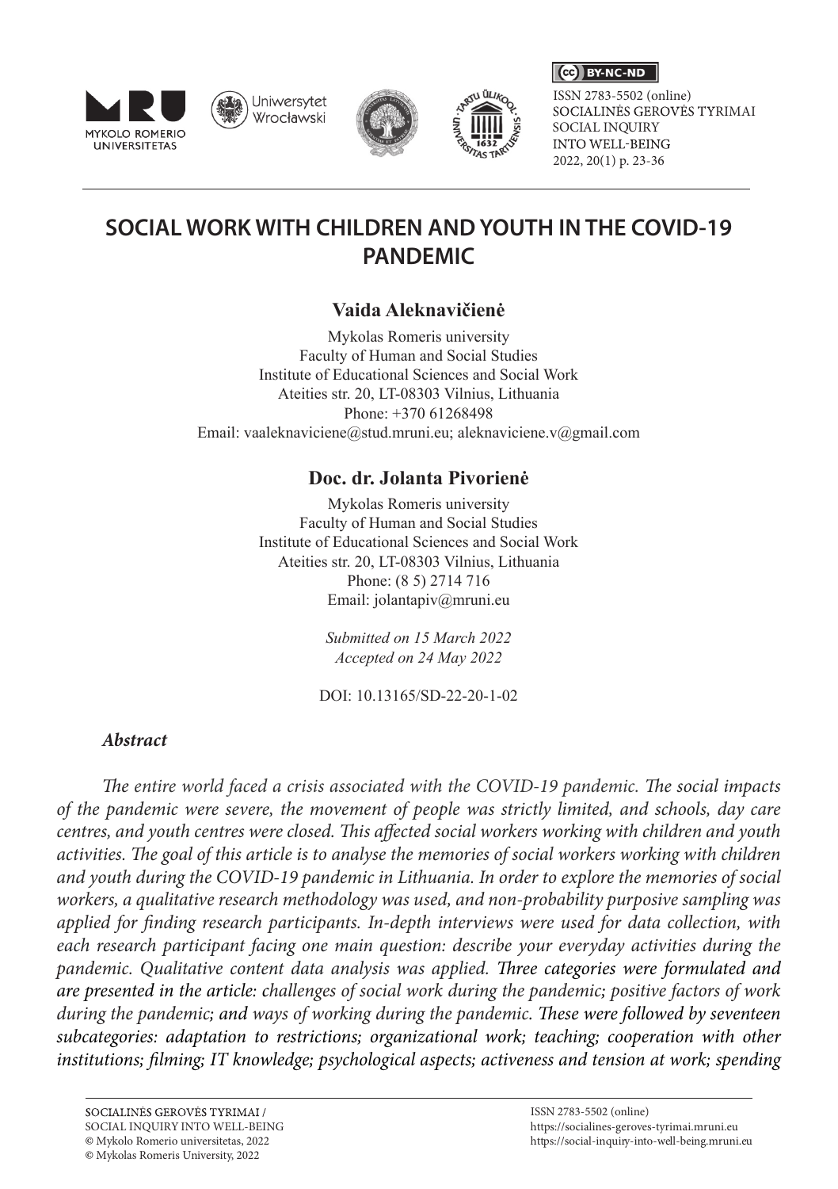ISSN 2783-5502 (online)
SOCIALINĖS GEROVĖS TYRIMAI
SOCIAL INQUIRY
INTO WELL-BEING
2022, 20(1) p. 23-36

# SOCIAL WORK WITH CHILDREN AND YOUTH IN THE COVID-19 PANDEMIC

**Vaida Aleknavičienė**

Mykolas Romeris university
Faculty of Human and Social Studies
Institute of Educational Sciences and Social Work
Ateities str. 20, LT-08303 Vilnius, Lithuania
Phone: +370 61268498
Email: vaaleknaviciene@stud.mruni.eu; aleknaviciene.v@gmail.com

**Doc. dr. Jolanta Pivorienė**

Mykolas Romeris university
Faculty of Human and Social Studies
Institute of Educational Sciences and Social Work
Ateities str. 20, LT-08303 Vilnius, Lithuania
Phone: (8 5) 2714 716
Email: jolantapiv@mruni.eu

*Submitted on 15 March 2022*
*Accepted on 24 May 2022*

DOI: 10.13165/SD-22-20-1-02

### *Abstract*

*The entire world faced a crisis associated with the COVID-19 pandemic. The social impacts of the pandemic were severe, the movement of people was strictly limited, and schools, day care centres, and youth centres were closed. This affected social workers working with children and youth activities. The goal of this article is to analyse the memories of social workers working with children and youth during the COVID-19 pandemic in Lithuania. In order to explore the memories of social workers, a qualitative research methodology was used, and non-probability purposive sampling was applied for finding research participants. In-depth interviews were used for data collection, with each research participant facing one main question: describe your everyday activities during the pandemic. Qualitative content data analysis was applied.* ***Three categories were formulated and are presented in the article: challenges of social work during the pandemic; positive factors of work during the pandemic; and ways of working during the pandemic. These were followed by seventeen subcategories: adaptation to restrictions; organizational work; teaching; cooperation with other institutions; filming; IT knowledge; psychological aspects; activeness and tension at work; spending***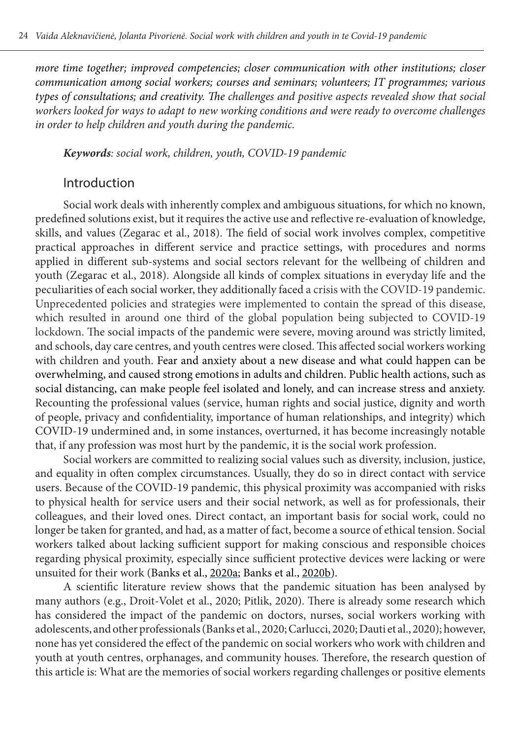*more time together; improved competencies; closer communication with other institutions; closer communication among social workers; courses and seminars; volunteers; IT programmes; various types of consultations; and creativity. The challenges and positive aspects revealed show that social workers looked for ways to adapt to new working conditions and were ready to overcome challenges in order to help children and youth during the pandemic.*

***Keywords**: social work, children, youth, COVID-19 pandemic*

## Introduction

Social work deals with inherently complex and ambiguous situations, for which no known, predefined solutions exist, but it requires the active use and reflective re-evaluation of knowledge, skills, and values (Zegarac et al., 2018). The field of social work involves complex, competitive practical approaches in different service and practice settings, with procedures and norms applied in different sub-systems and social sectors relevant for the wellbeing of children and youth (Zegarac et al., 2018). Alongside all kinds of complex situations in everyday life and the peculiarities of each social worker, they additionally faced a crisis with the COVID-19 pandemic. Unprecedented policies and strategies were implemented to contain the spread of this disease, which resulted in around one third of the global population being subjected to COVID-19 lockdown. The social impacts of the pandemic were severe, moving around was strictly limited, and schools, day care centres, and youth centres were closed. This affected social workers working with children and youth. Fear and anxiety about a new disease and what could happen can be overwhelming, and caused strong emotions in adults and children. Public health actions, such as social distancing, can make people feel isolated and lonely, and can increase stress and anxiety. Recounting the professional values (service, human rights and social justice, dignity and worth of people, privacy and confidentiality, importance of human relationships, and integrity) which COVID-19 undermined and, in some instances, overturned, it has become increasingly notable that, if any profession was most hurt by the pandemic, it is the social work profession.

Social workers are committed to realizing social values such as diversity, inclusion, justice, and equality in often complex circumstances. Usually, they do so in direct contact with service users. Because of the COVID-19 pandemic, this physical proximity was accompanied with risks to physical health for service users and their social network, as well as for professionals, their colleagues, and their loved ones. Direct contact, an important basis for social work, could no longer be taken for granted, and had, as a matter of fact, become a source of ethical tension. Social workers talked about lacking sufficient support for making conscious and responsible choices regarding physical proximity, especially since sufficient protective devices were lacking or were unsuited for their work (Banks et al., 2020a; Banks et al., 2020b).

A scientific literature review shows that the pandemic situation has been analysed by many authors (e.g., Droit-Volet et al., 2020; Pitlik, 2020). There is already some research which has considered the impact of the pandemic on doctors, nurses, social workers working with adolescents, and other professionals (Banks et al., 2020; Carlucci, 2020; Dauti et al., 2020); however, none has yet considered the effect of the pandemic on social workers who work with children and youth at youth centres, orphanages, and community houses. Therefore, the research question of this article is: What are the memories of social workers regarding challenges or positive elements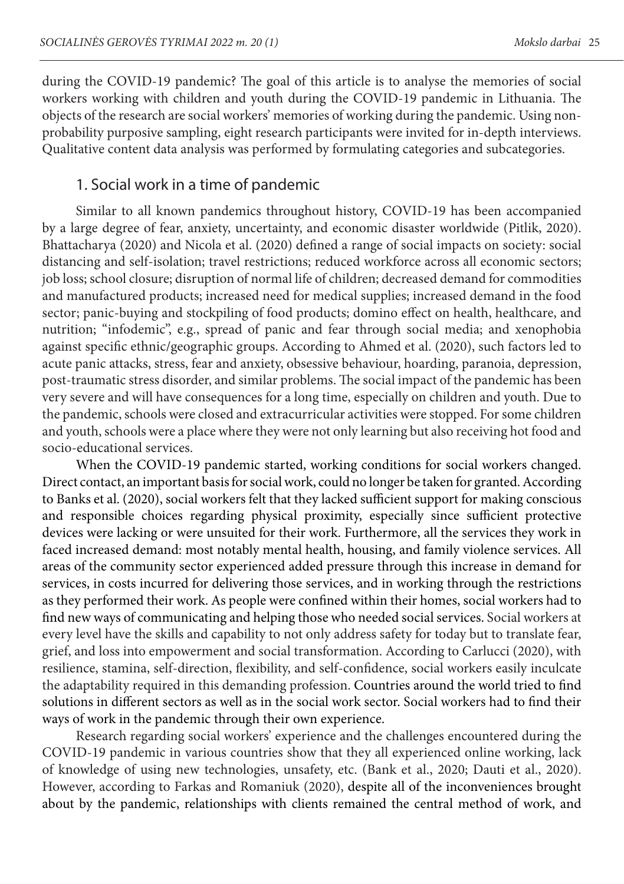during the COVID-19 pandemic? The goal of this article is to analyse the memories of social workers working with children and youth during the COVID-19 pandemic in Lithuania. The objects of the research are social workers' memories of working during the pandemic. Using non-probability purposive sampling, eight research participants were invited for in-depth interviews. Qualitative content data analysis was performed by formulating categories and subcategories.

## 1. Social work in a time of pandemic

Similar to all known pandemics throughout history, COVID-19 has been accompanied by a large degree of fear, anxiety, uncertainty, and economic disaster worldwide (Pitlik, 2020). Bhattacharya (2020) and Nicola et al. (2020) defined a range of social impacts on society: social distancing and self-isolation; travel restrictions; reduced workforce across all economic sectors; job loss; school closure; disruption of normal life of children; decreased demand for commodities and manufactured products; increased need for medical supplies; increased demand in the food sector; panic-buying and stockpiling of food products; domino effect on health, healthcare, and nutrition; "infodemic", e.g., spread of panic and fear through social media; and xenophobia against specific ethnic/geographic groups. According to Ahmed et al. (2020), such factors led to acute panic attacks, stress, fear and anxiety, obsessive behaviour, hoarding, paranoia, depression, post-traumatic stress disorder, and similar problems. The social impact of the pandemic has been very severe and will have consequences for a long time, especially on children and youth. Due to the pandemic, schools were closed and extracurricular activities were stopped. For some children and youth, schools were a place where they were not only learning but also receiving hot food and socio-educational services.

When the COVID-19 pandemic started, working conditions for social workers changed. Direct contact, an important basis for social work, could no longer be taken for granted. According to Banks et al. (2020), social workers felt that they lacked sufficient support for making conscious and responsible choices regarding physical proximity, especially since sufficient protective devices were lacking or were unsuited for their work. Furthermore, all the services they work in faced increased demand: most notably mental health, housing, and family violence services. All areas of the community sector experienced added pressure through this increase in demand for services, in costs incurred for delivering those services, and in working through the restrictions as they performed their work. As people were confined within their homes, social workers had to find new ways of communicating and helping those who needed social services. Social workers at every level have the skills and capability to not only address safety for today but to translate fear, grief, and loss into empowerment and social transformation. According to Carlucci (2020), with resilience, stamina, self-direction, flexibility, and self-confidence, social workers easily inculcate the adaptability required in this demanding profession. Countries around the world tried to find solutions in different sectors as well as in the social work sector. Social workers had to find their ways of work in the pandemic through their own experience.

Research regarding social workers' experience and the challenges encountered during the COVID-19 pandemic in various countries show that they all experienced online working, lack of knowledge of using new technologies, unsafety, etc. (Bank et al., 2020; Dauti et al., 2020). However, according to Farkas and Romaniuk (2020), despite all of the inconveniences brought about by the pandemic, relationships with clients remained the central method of work, and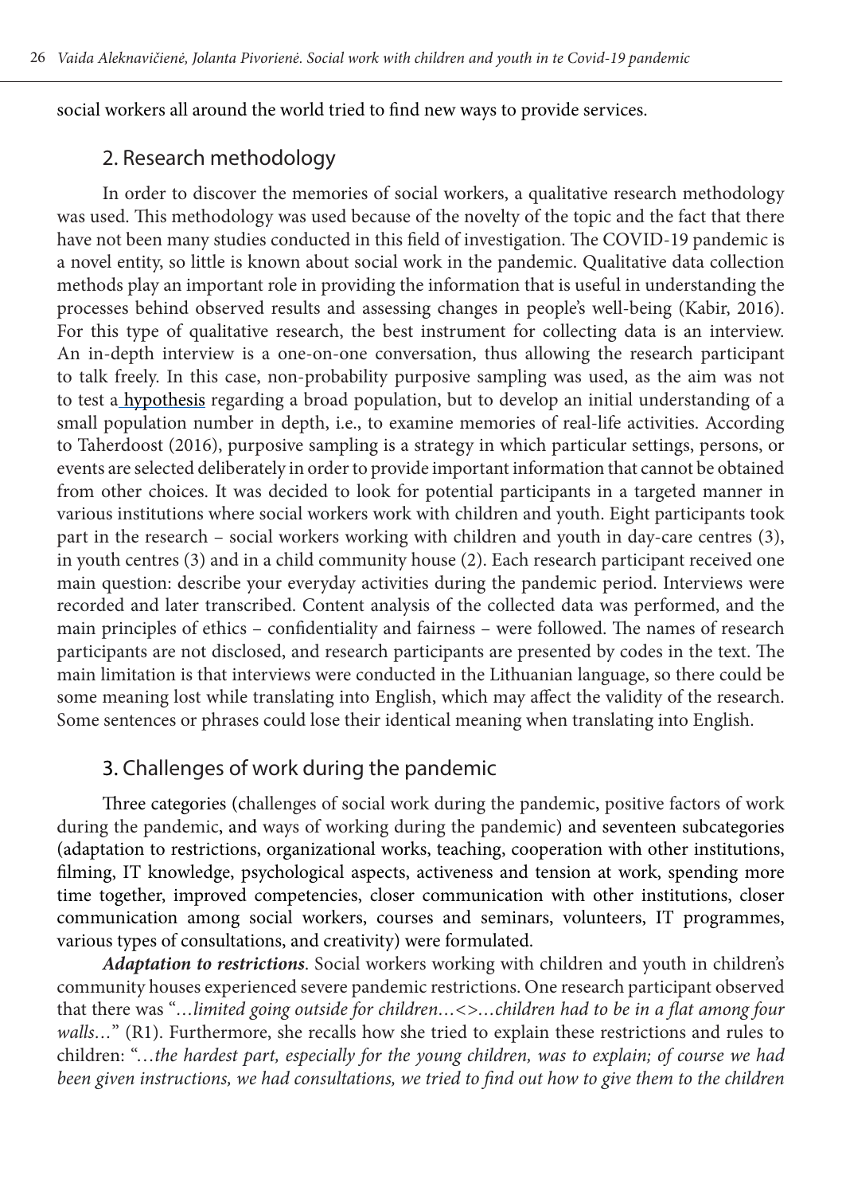social workers all around the world tried to find new ways to provide services.

## 2. Research methodology

In order to discover the memories of social workers, a qualitative research methodology was used. This methodology was used because of the novelty of the topic and the fact that there have not been many studies conducted in this field of investigation. The COVID-19 pandemic is a novel entity, so little is known about social work in the pandemic. Qualitative data collection methods play an important role in providing the information that is useful in understanding the processes behind observed results and assessing changes in people's well-being (Kabir, 2016). For this type of qualitative research, the best instrument for collecting data is an interview. An in-depth interview is a one-on-one conversation, thus allowing the research participant to talk freely. In this case, non-probability purposive sampling was used, as the aim was not to test a hypothesis regarding a broad population, but to develop an initial understanding of a small population number in depth, i.e., to examine memories of real-life activities. According to Taherdoost (2016), purposive sampling is a strategy in which particular settings, persons, or events are selected deliberately in order to provide important information that cannot be obtained from other choices. It was decided to look for potential participants in a targeted manner in various institutions where social workers work with children and youth. Eight participants took part in the research – social workers working with children and youth in day-care centres (3), in youth centres (3) and in a child community house (2). Each research participant received one main question: describe your everyday activities during the pandemic period. Interviews were recorded and later transcribed. Content analysis of the collected data was performed, and the main principles of ethics – confidentiality and fairness – were followed. The names of research participants are not disclosed, and research participants are presented by codes in the text. The main limitation is that interviews were conducted in the Lithuanian language, so there could be some meaning lost while translating into English, which may affect the validity of the research. Some sentences or phrases could lose their identical meaning when translating into English.

## 3. Challenges of work during the pandemic

Three categories (challenges of social work during the pandemic, positive factors of work during the pandemic, and ways of working during the pandemic) and seventeen subcategories (adaptation to restrictions, organizational works, teaching, cooperation with other institutions, filming, IT knowledge, psychological aspects, activeness and tension at work, spending more time together, improved competencies, closer communication with other institutions, closer communication among social workers, courses and seminars, volunteers, IT programmes, various types of consultations, and creativity) were formulated.

***Adaptation to restrictions***. Social workers working with children and youth in children's community houses experienced severe pandemic restrictions. One research participant observed that there was "*…limited going outside for children…<>…children had to be in a flat among four walls…*" (R1). Furthermore, she recalls how she tried to explain these restrictions and rules to children: "*…the hardest part, especially for the young children, was to explain; of course we had been given instructions, we had consultations, we tried to find out how to give them to the children*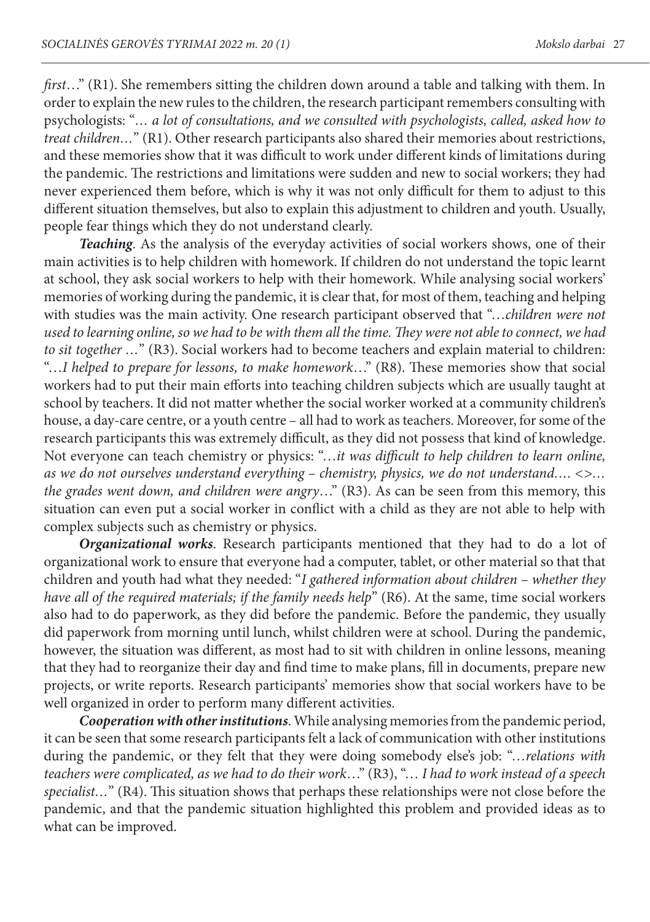*first*…" (R1). She remembers sitting the children down around a table and talking with them. In order to explain the new rules to the children, the research participant remembers consulting with psychologists: "*… a lot of consultations, and we consulted with psychologists, called, asked how to treat children…*" (R1). Other research participants also shared their memories about restrictions, and these memories show that it was difficult to work under different kinds of limitations during the pandemic. The restrictions and limitations were sudden and new to social workers; they had never experienced them before, which is why it was not only difficult for them to adjust to this different situation themselves, but also to explain this adjustment to children and youth. Usually, people fear things which they do not understand clearly.

***Teaching***. As the analysis of the everyday activities of social workers shows, one of their main activities is to help children with homework. If children do not understand the topic learnt at school, they ask social workers to help with their homework. While analysing social workers' memories of working during the pandemic, it is clear that, for most of them, teaching and helping with studies was the main activity. One research participant observed that "*…children were not used to learning online, so we had to be with them all the time. They were not able to connect, we had to sit together …*" (R3). Social workers had to become teachers and explain material to children: "*…I helped to prepare for lessons, to make homework…*" (R8). These memories show that social workers had to put their main efforts into teaching children subjects which are usually taught at school by teachers. It did not matter whether the social worker worked at a community children's house, a day-care centre, or a youth centre – all had to work as teachers. Moreover, for some of the research participants this was extremely difficult, as they did not possess that kind of knowledge. Not everyone can teach chemistry or physics: "*…it was difficult to help children to learn online, as we do not ourselves understand everything – chemistry, physics, we do not understand…. <>… the grades went down, and children were angry…*" (R3). As can be seen from this memory, this situation can even put a social worker in conflict with a child as they are not able to help with complex subjects such as chemistry or physics.

***Organizational works***. Research participants mentioned that they had to do a lot of organizational work to ensure that everyone had a computer, tablet, or other material so that that children and youth had what they needed: "*I gathered information about children – whether they have all of the required materials; if the family needs help*" (R6). At the same, time social workers also had to do paperwork, as they did before the pandemic. Before the pandemic, they usually did paperwork from morning until lunch, whilst children were at school. During the pandemic, however, the situation was different, as most had to sit with children in online lessons, meaning that they had to reorganize their day and find time to make plans, fill in documents, prepare new projects, or write reports. Research participants' memories show that social workers have to be well organized in order to perform many different activities.

***Cooperation with other institutions***. While analysing memories from the pandemic period, it can be seen that some research participants felt a lack of communication with other institutions during the pandemic, or they felt that they were doing somebody else's job: "*…relations with teachers were complicated, as we had to do their work…*" (R3), "*… I had to work instead of a speech specialist…*" (R4). This situation shows that perhaps these relationships were not close before the pandemic, and that the pandemic situation highlighted this problem and provided ideas as to what can be improved.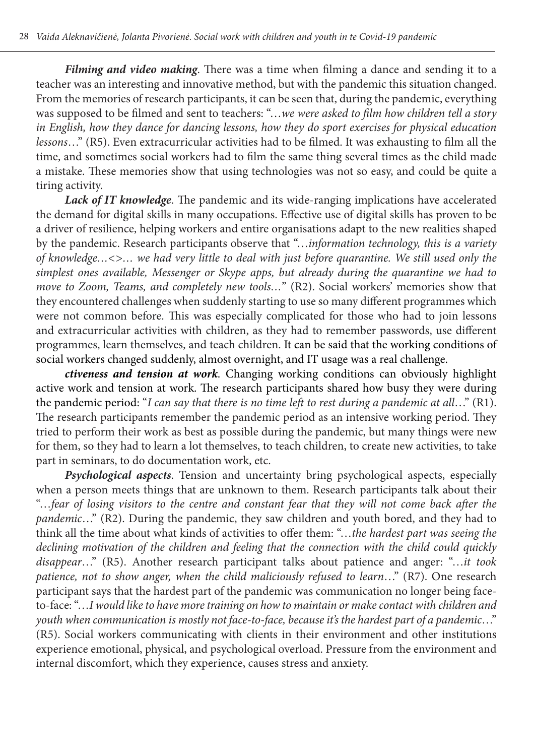***Filming and video making***. There was a time when filming a dance and sending it to a teacher was an interesting and innovative method, but with the pandemic this situation changed. From the memories of research participants, it can be seen that, during the pandemic, everything was supposed to be filmed and sent to teachers: "…*we were asked to film how children tell a story in English, how they dance for dancing lessons, how they do sport exercises for physical education lessons*…" (R5). Even extracurricular activities had to be filmed. It was exhausting to film all the time, and sometimes social workers had to film the same thing several times as the child made a mistake. These memories show that using technologies was not so easy, and could be quite a tiring activity.

***Lack of IT knowledge***. The pandemic and its wide-ranging implications have accelerated the demand for digital skills in many occupations. Effective use of digital skills has proven to be a driver of resilience, helping workers and entire organisations adapt to the new realities shaped by the pandemic. Research participants observe that "…*information technology, this is a variety of knowledge…<>… we had very little to deal with just before quarantine. We still used only the simplest ones available, Messenger or Skype apps, but already during the quarantine we had to move to Zoom, Teams, and completely new tools…*" (R2). Social workers' memories show that they encountered challenges when suddenly starting to use so many different programmes which were not common before. This was especially complicated for those who had to join lessons and extracurricular activities with children, as they had to remember passwords, use different programmes, learn themselves, and teach children. It can be said that the working conditions of social workers changed suddenly, almost overnight, and IT usage was a real challenge.

***ctiveness and tension at work***. Changing working conditions can obviously highlight active work and tension at work. The research participants shared how busy they were during the pandemic period: "*I can say that there is no time left to rest during a pandemic at all*…" (R1). The research participants remember the pandemic period as an intensive working period. They tried to perform their work as best as possible during the pandemic, but many things were new for them, so they had to learn a lot themselves, to teach children, to create new activities, to take part in seminars, to do documentation work, etc.

***Psychological aspects***. Tension and uncertainty bring psychological aspects, especially when a person meets things that are unknown to them. Research participants talk about their "…*fear of losing visitors to the centre and constant fear that they will not come back after the pandemic*…" (R2). During the pandemic, they saw children and youth bored, and they had to think all the time about what kinds of activities to offer them: "…*the hardest part was seeing the declining motivation of the children and feeling that the connection with the child could quickly disappear*…" (R5). Another research participant talks about patience and anger: "…*it took patience, not to show anger, when the child maliciously refused to learn*…" (R7). One research participant says that the hardest part of the pandemic was communication no longer being face-to-face: "…*I would like to have more training on how to maintain or make contact with children and youth when communication is mostly not face-to-face, because it's the hardest part of a pandemic*…" (R5). Social workers communicating with clients in their environment and other institutions experience emotional, physical, and psychological overload. Pressure from the environment and internal discomfort, which they experience, causes stress and anxiety.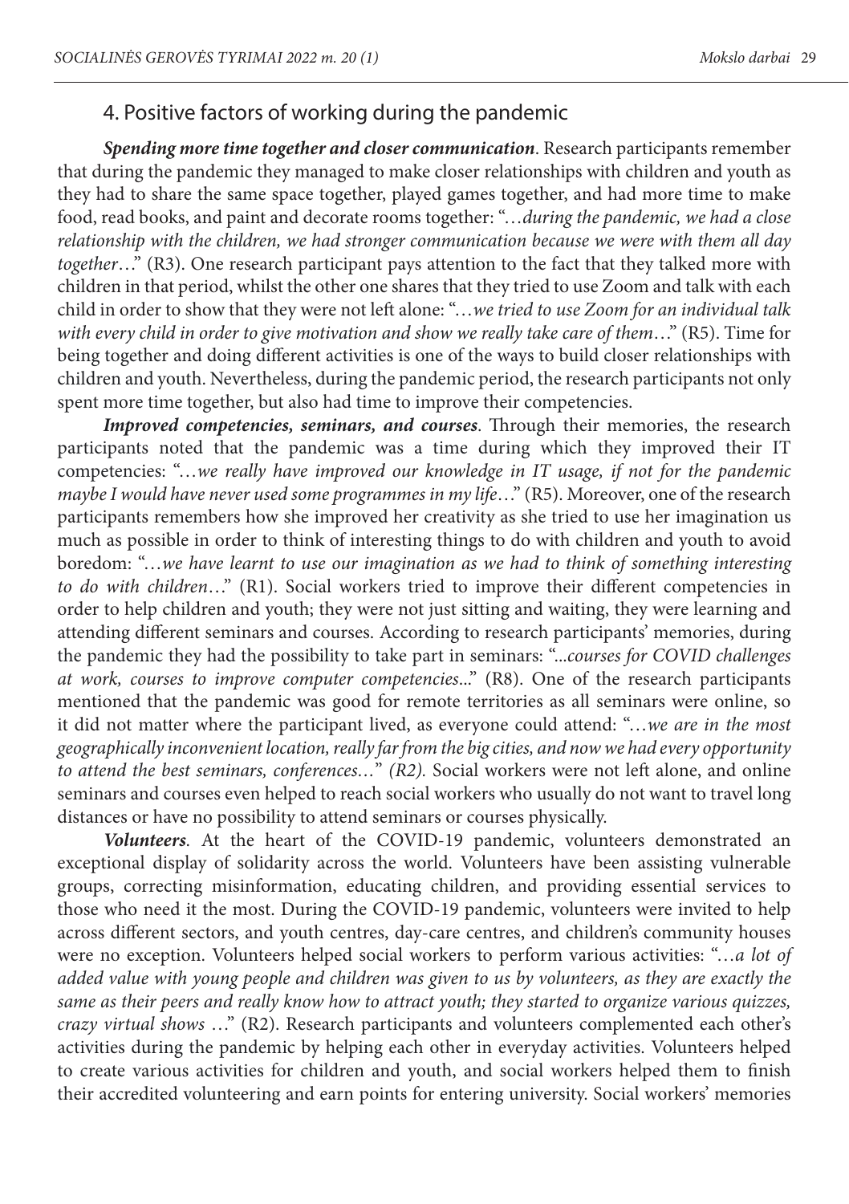## 4. Positive factors of working during the pandemic

***Spending more time together and closer communication***. Research participants remember that during the pandemic they managed to make closer relationships with children and youth as they had to share the same space together, played games together, and had more time to make food, read books, and paint and decorate rooms together: "*…during the pandemic, we had a close relationship with the children, we had stronger communication because we were with them all day together…*" (R3). One research participant pays attention to the fact that they talked more with children in that period, whilst the other one shares that they tried to use Zoom and talk with each child in order to show that they were not left alone: "*…we tried to use Zoom for an individual talk with every child in order to give motivation and show we really take care of them…*" (R5). Time for being together and doing different activities is one of the ways to build closer relationships with children and youth. Nevertheless, during the pandemic period, the research participants not only spent more time together, but also had time to improve their competencies.

***Improved competencies, seminars, and courses***. Through their memories, the research participants noted that the pandemic was a time during which they improved their IT competencies: "*…we really have improved our knowledge in IT usage, if not for the pandemic maybe I would have never used some programmes in my life…*" (R5). Moreover, one of the research participants remembers how she improved her creativity as she tried to use her imagination us much as possible in order to think of interesting things to do with children and youth to avoid boredom: "*…we have learnt to use our imagination as we had to think of something interesting to do with children…*" (R1). Social workers tried to improve their different competencies in order to help children and youth; they were not just sitting and waiting, they were learning and attending different seminars and courses. According to research participants' memories, during the pandemic they had the possibility to take part in seminars: "*...courses for COVID challenges at work, courses to improve computer competencies...*" (R8). One of the research participants mentioned that the pandemic was good for remote territories as all seminars were online, so it did not matter where the participant lived, as everyone could attend: "*…we are in the most geographically inconvenient location, really far from the big cities, and now we had every opportunity to attend the best seminars, conferences…*" *(R2).* Social workers were not left alone, and online seminars and courses even helped to reach social workers who usually do not want to travel long distances or have no possibility to attend seminars or courses physically.

***Volunteers***. At the heart of the COVID-19 pandemic, volunteers demonstrated an exceptional display of solidarity across the world. Volunteers have been assisting vulnerable groups, correcting misinformation, educating children, and providing essential services to those who need it the most. During the COVID-19 pandemic, volunteers were invited to help across different sectors, and youth centres, day-care centres, and children's community houses were no exception. Volunteers helped social workers to perform various activities: "*…a lot of added value with young people and children was given to us by volunteers, as they are exactly the same as their peers and really know how to attract youth; they started to organize various quizzes, crazy virtual shows …*" (R2). Research participants and volunteers complemented each other's activities during the pandemic by helping each other in everyday activities. Volunteers helped to create various activities for children and youth, and social workers helped them to finish their accredited volunteering and earn points for entering university. Social workers' memories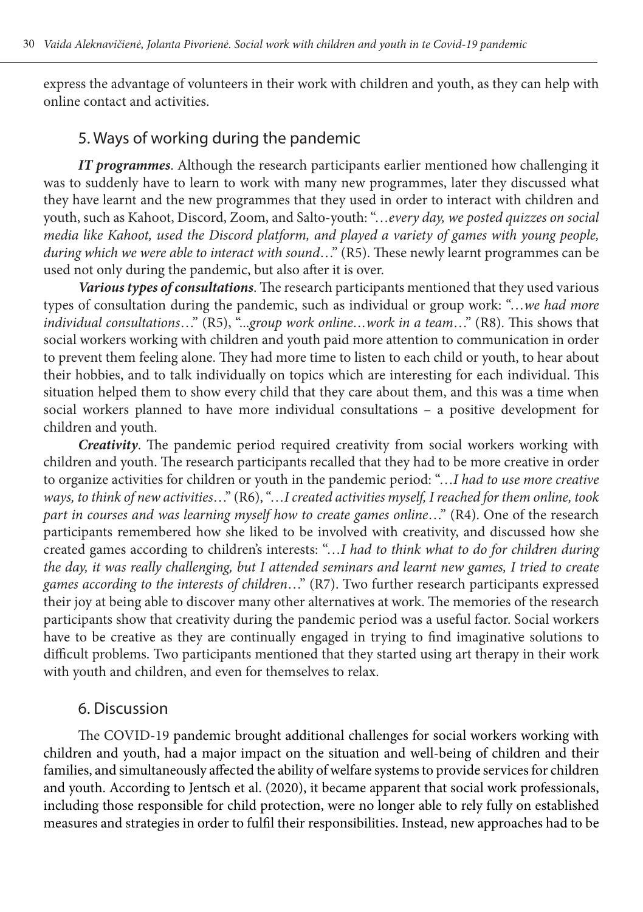express the advantage of volunteers in their work with children and youth, as they can help with online contact and activities.

## 5. Ways of working during the pandemic

***IT programmes***. Although the research participants earlier mentioned how challenging it was to suddenly have to learn to work with many new programmes, later they discussed what they have learnt and the new programmes that they used in order to interact with children and youth, such as Kahoot, Discord, Zoom, and Salto-youth: "*…every day, we posted quizzes on social media like Kahoot, used the Discord platform, and played a variety of games with young people, during which we were able to interact with sound…*" (R5). These newly learnt programmes can be used not only during the pandemic, but also after it is over.

***Various types of consultations***. The research participants mentioned that they used various types of consultation during the pandemic, such as individual or group work: "*…we had more individual consultations…*" (R5), "*...group work online…work in a team…*" (R8). This shows that social workers working with children and youth paid more attention to communication in order to prevent them feeling alone. They had more time to listen to each child or youth, to hear about their hobbies, and to talk individually on topics which are interesting for each individual. This situation helped them to show every child that they care about them, and this was a time when social workers planned to have more individual consultations – a positive development for children and youth.

***Creativity***. The pandemic period required creativity from social workers working with children and youth. The research participants recalled that they had to be more creative in order to organize activities for children or youth in the pandemic period: "*…I had to use more creative ways, to think of new activities…*" (R6), "*…I created activities myself, I reached for them online, took part in courses and was learning myself how to create games online…*" (R4). One of the research participants remembered how she liked to be involved with creativity, and discussed how she created games according to children's interests: "*…I had to think what to do for children during the day, it was really challenging, but I attended seminars and learnt new games, I tried to create games according to the interests of children…*" (R7). Two further research participants expressed their joy at being able to discover many other alternatives at work. The memories of the research participants show that creativity during the pandemic period was a useful factor. Social workers have to be creative as they are continually engaged in trying to find imaginative solutions to difficult problems. Two participants mentioned that they started using art therapy in their work with youth and children, and even for themselves to relax.

## 6. Discussion

The COVID-19 pandemic brought additional challenges for social workers working with children and youth, had a major impact on the situation and well-being of children and their families, and simultaneously affected the ability of welfare systems to provide services for children and youth. According to Jentsch et al. (2020), it became apparent that social work professionals, including those responsible for child protection, were no longer able to rely fully on established measures and strategies in order to fulfil their responsibilities. Instead, new approaches had to be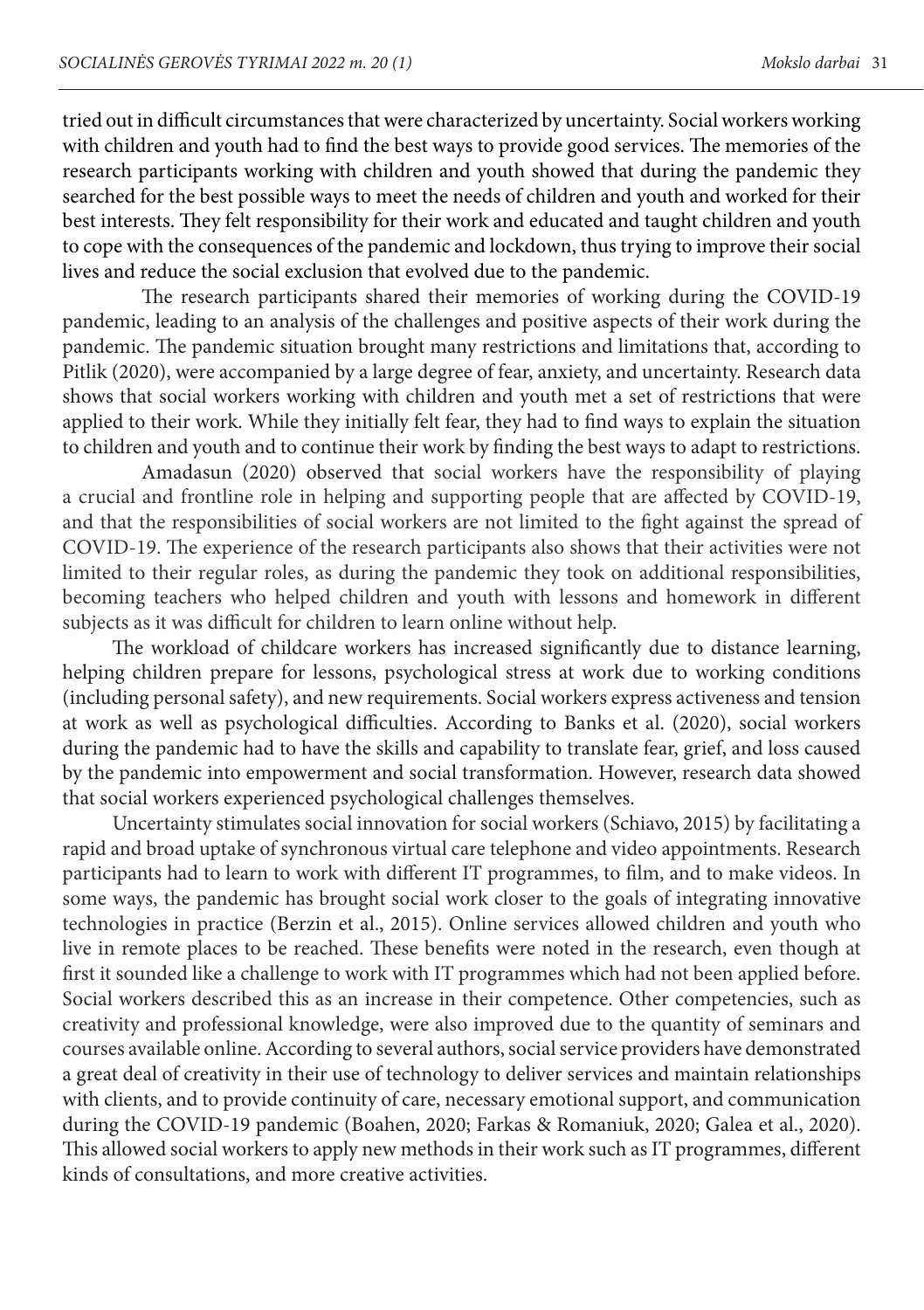tried out in difficult circumstances that were characterized by uncertainty. Social workers working with children and youth had to find the best ways to provide good services. The memories of the research participants working with children and youth showed that during the pandemic they searched for the best possible ways to meet the needs of children and youth and worked for their best interests. They felt responsibility for their work and educated and taught children and youth to cope with the consequences of the pandemic and lockdown, thus trying to improve their social lives and reduce the social exclusion that evolved due to the pandemic.

The research participants shared their memories of working during the COVID-19 pandemic, leading to an analysis of the challenges and positive aspects of their work during the pandemic. The pandemic situation brought many restrictions and limitations that, according to Pitlik (2020), were accompanied by a large degree of fear, anxiety, and uncertainty. Research data shows that social workers working with children and youth met a set of restrictions that were applied to their work. While they initially felt fear, they had to find ways to explain the situation to children and youth and to continue their work by finding the best ways to adapt to restrictions.

Amadasun (2020) observed that social workers have the responsibility of playing a crucial and frontline role in helping and supporting people that are affected by COVID-19, and that the responsibilities of social workers are not limited to the fight against the spread of COVID-19. The experience of the research participants also shows that their activities were not limited to their regular roles, as during the pandemic they took on additional responsibilities, becoming teachers who helped children and youth with lessons and homework in different subjects as it was difficult for children to learn online without help.

The workload of childcare workers has increased significantly due to distance learning, helping children prepare for lessons, psychological stress at work due to working conditions (including personal safety), and new requirements. Social workers express activeness and tension at work as well as psychological difficulties. According to Banks et al. (2020), social workers during the pandemic had to have the skills and capability to translate fear, grief, and loss caused by the pandemic into empowerment and social transformation. However, research data showed that social workers experienced psychological challenges themselves.

Uncertainty stimulates social innovation for social workers (Schiavo, 2015) by facilitating a rapid and broad uptake of synchronous virtual care telephone and video appointments. Research participants had to learn to work with different IT programmes, to film, and to make videos. In some ways, the pandemic has brought social work closer to the goals of integrating innovative technologies in practice (Berzin et al., 2015). Online services allowed children and youth who live in remote places to be reached. These benefits were noted in the research, even though at first it sounded like a challenge to work with IT programmes which had not been applied before. Social workers described this as an increase in their competence. Other competencies, such as creativity and professional knowledge, were also improved due to the quantity of seminars and courses available online. According to several authors, social service providers have demonstrated a great deal of creativity in their use of technology to deliver services and maintain relationships with clients, and to provide continuity of care, necessary emotional support, and communication during the COVID-19 pandemic (Boahen, 2020; Farkas & Romaniuk, 2020; Galea et al., 2020). This allowed social workers to apply new methods in their work such as IT programmes, different kinds of consultations, and more creative activities.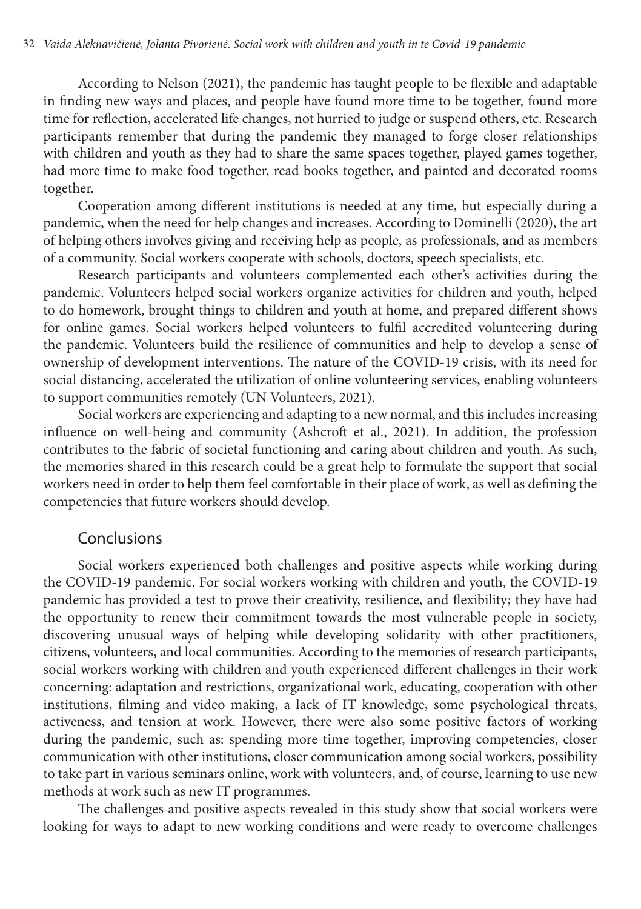According to Nelson (2021), the pandemic has taught people to be flexible and adaptable in finding new ways and places, and people have found more time to be together, found more time for reflection, accelerated life changes, not hurried to judge or suspend others, etc. Research participants remember that during the pandemic they managed to forge closer relationships with children and youth as they had to share the same spaces together, played games together, had more time to make food together, read books together, and painted and decorated rooms together.

Cooperation among different institutions is needed at any time, but especially during a pandemic, when the need for help changes and increases. According to Dominelli (2020), the art of helping others involves giving and receiving help as people, as professionals, and as members of a community. Social workers cooperate with schools, doctors, speech specialists, etc.

Research participants and volunteers complemented each other's activities during the pandemic. Volunteers helped social workers organize activities for children and youth, helped to do homework, brought things to children and youth at home, and prepared different shows for online games. Social workers helped volunteers to fulfil accredited volunteering during the pandemic. Volunteers build the resilience of communities and help to develop a sense of ownership of development interventions. The nature of the COVID-19 crisis, with its need for social distancing, accelerated the utilization of online volunteering services, enabling volunteers to support communities remotely (UN Volunteers, 2021).

Social workers are experiencing and adapting to a new normal, and this includes increasing influence on well-being and community (Ashcroft et al., 2021). In addition, the profession contributes to the fabric of societal functioning and caring about children and youth. As such, the memories shared in this research could be a great help to formulate the support that social workers need in order to help them feel comfortable in their place of work, as well as defining the competencies that future workers should develop.

## Conclusions

Social workers experienced both challenges and positive aspects while working during the COVID-19 pandemic. For social workers working with children and youth, the COVID-19 pandemic has provided a test to prove their creativity, resilience, and flexibility; they have had the opportunity to renew their commitment towards the most vulnerable people in society, discovering unusual ways of helping while developing solidarity with other practitioners, citizens, volunteers, and local communities. According to the memories of research participants, social workers working with children and youth experienced different challenges in their work concerning: adaptation and restrictions, organizational work, educating, cooperation with other institutions, filming and video making, a lack of IT knowledge, some psychological threats, activeness, and tension at work. However, there were also some positive factors of working during the pandemic, such as: spending more time together, improving competencies, closer communication with other institutions, closer communication among social workers, possibility to take part in various seminars online, work with volunteers, and, of course, learning to use new methods at work such as new IT programmes.

The challenges and positive aspects revealed in this study show that social workers were looking for ways to adapt to new working conditions and were ready to overcome challenges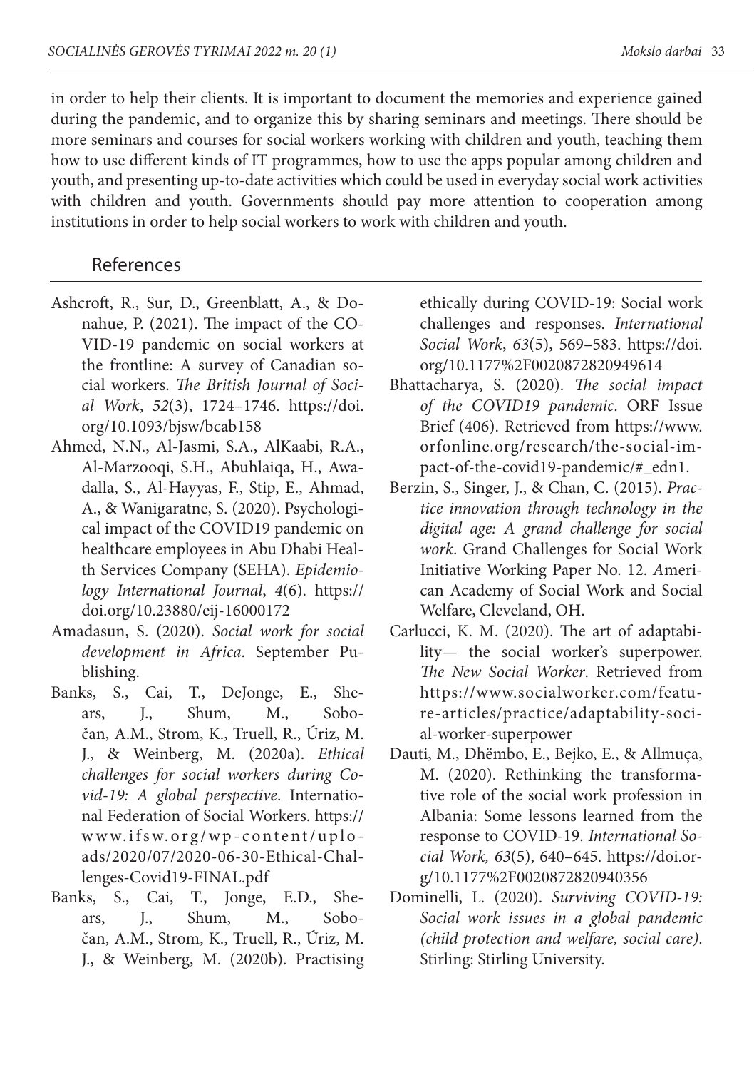in order to help their clients. It is important to document the memories and experience gained during the pandemic, and to organize this by sharing seminars and meetings. There should be more seminars and courses for social workers working with children and youth, teaching them how to use different kinds of IT programmes, how to use the apps popular among children and youth, and presenting up-to-date activities which could be used in everyday social work activities with children and youth. Governments should pay more attention to cooperation among institutions in order to help social workers to work with children and youth.

## References

Ashcroft, R., Sur, D., Greenblatt, A., & Donahue, P. (2021). The impact of the COVID-19 pandemic on social workers at the frontline: A survey of Canadian social workers. *The British Journal of Social Work*, *52*(3), 1724–1746. https://doi.org/10.1093/bjsw/bcab158

Ahmed, N.N., Al-Jasmi, S.A., AlKaabi, R.A., Al-Marzooqi, S.H., Abuhlaiqa, H., Awadalla, S., Al-Hayyas, F., Stip, E., Ahmad, A., & Wanigaratne, S. (2020). Psychological impact of the COVID19 pandemic on healthcare employees in Abu Dhabi Health Services Company (SEHA). *Epidemiology International Journal*, *4*(6). https://doi.org/10.23880/eij-16000172

Amadasun, S. (2020). *Social work for social development in Africa*. September Publishing.

Banks, S., Cai, T., DeJonge, E., Shears, J., Shum, M., Sobočan, A.M., Strom, K., Truell, R., Úriz, M. J., & Weinberg, M. (2020a). *Ethical challenges for social workers during Covid-19: A global perspective*. International Federation of Social Workers. https://www.ifsw.org/wp-content/uploads/2020/07/2020-06-30-Ethical-Challenges-Covid19-FINAL.pdf

Banks, S., Cai, T., Jonge, E.D., Shears, J., Shum, M., Sobočan, A.M., Strom, K., Truell, R., Úriz, M. J., & Weinberg, M. (2020b). Practising ethically during COVID-19: Social work challenges and responses. *International Social Work*, *63*(5), 569–583. https://doi.org/10.1177%2F0020872820949614

Bhattacharya, S. (2020). *The social impact of the COVID19 pandemic*. ORF Issue Brief (406). Retrieved from https://www.orfonline.org/research/the-social-impact-of-the-covid19-pandemic/#_edn1.

Berzin, S., Singer, J., & Chan, C. (2015). *Practice innovation through technology in the digital age: A grand challenge for social work*. Grand Challenges for Social Work Initiative Working Paper No. 12. American Academy of Social Work and Social Welfare, Cleveland, OH.

Carlucci, K. M. (2020). The art of adaptability— the social worker's superpower. *The New Social Worker*. Retrieved from https://www.socialworker.com/feature-articles/practice/adaptability-social-worker-superpower

Dauti, M., Dhëmbo, E., Bejko, E., & Allmuça, M. (2020). Rethinking the transformative role of the social work profession in Albania: Some lessons learned from the response to COVID-19. *International Social Work, 63*(5), 640–645. https://doi.org/10.1177%2F0020872820940356

Dominelli, L. (2020). *Surviving COVID-19: Social work issues in a global pandemic (child protection and welfare, social care)*. Stirling: Stirling University.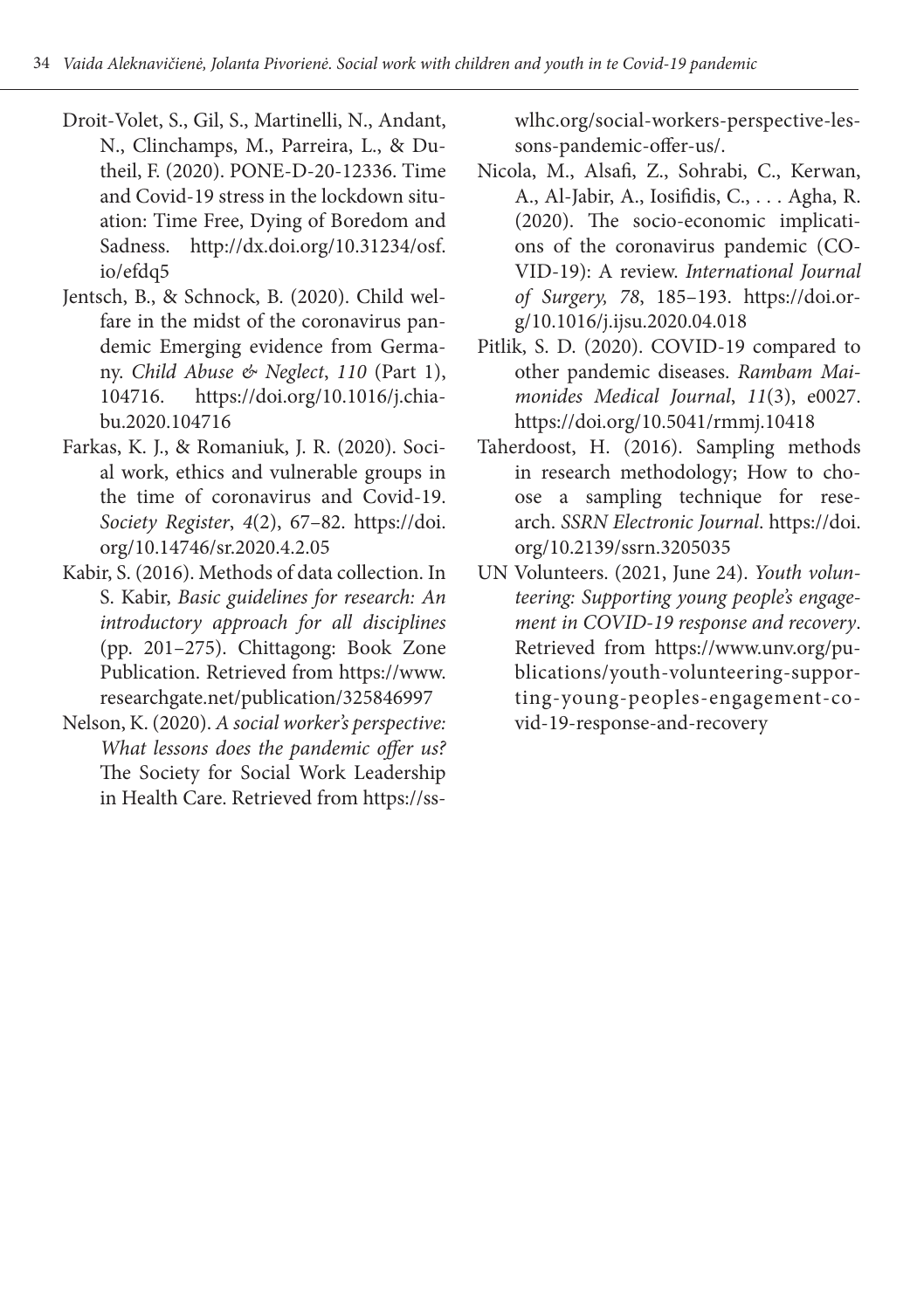Droit-Volet, S., Gil, S., Martinelli, N., Andant, N., Clinchamps, M., Parreira, L., & Dutheil, F. (2020). PONE-D-20-12336. Time and Covid-19 stress in the lockdown situation: Time Free, Dying of Boredom and Sadness. http://dx.doi.org/10.31234/osf.io/efdq5

Jentsch, B., & Schnock, B. (2020). Child welfare in the midst of the coronavirus pandemic Emerging evidence from Germany. *Child Abuse & Neglect*, *110* (Part 1), 104716. https://doi.org/10.1016/j.chiabu.2020.104716

Farkas, K. J., & Romaniuk, J. R. (2020). Social work, ethics and vulnerable groups in the time of coronavirus and Covid-19. *Society Register*, *4*(2), 67–82. https://doi.org/10.14746/sr.2020.4.2.05

Kabir, S. (2016). Methods of data collection. In S. Kabir, *Basic guidelines for research: An introductory approach for all disciplines* (pp. 201–275). Chittagong: Book Zone Publication. Retrieved from https://www.researchgate.net/publication/325846997

Nelson, K. (2020). *A social worker's perspective: What lessons does the pandemic offer us?* The Society for Social Work Leadership in Health Care. Retrieved from https://sswlhc.org/social-workers-perspective-lessons-pandemic-offer-us/.

Nicola, M., Alsafi, Z., Sohrabi, C., Kerwan, A., Al-Jabir, A., Iosifidis, C., . . . Agha, R. (2020). The socio-economic implications of the coronavirus pandemic (COVID-19): A review. *International Journal of Surgery, 78*, 185–193. https://doi.org/10.1016/j.ijsu.2020.04.018

Pitlik, S. D. (2020). COVID-19 compared to other pandemic diseases. *Rambam Maimonides Medical Journal*, *11*(3), e0027. https://doi.org/10.5041/rmmj.10418

Taherdoost, H. (2016). Sampling methods in research methodology; How to choose a sampling technique for research. *SSRN Electronic Journal*. https://doi.org/10.2139/ssrn.3205035

UN Volunteers. (2021, June 24). *Youth volunteering: Supporting young people's engagement in COVID-19 response and recovery*. Retrieved from https://www.unv.org/publications/youth-volunteering-supporting-young-peoples-engagement-covid-19-response-and-recovery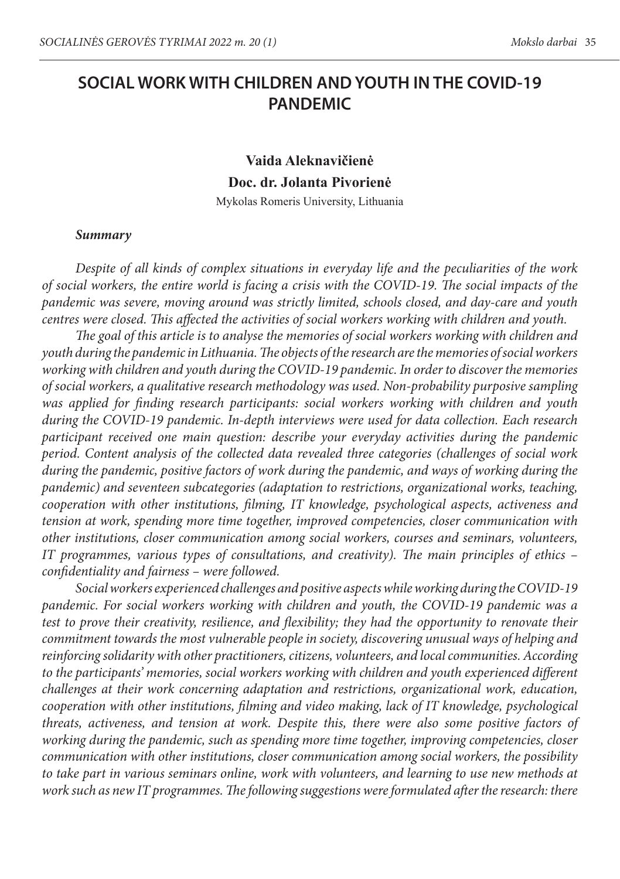# SOCIAL WORK WITH CHILDREN AND YOUTH IN THE COVID-19 PANDEMIC

**Vaida Aleknavičienė**

**Doc. dr. Jolanta Pivorienė**

Mykolas Romeris University, Lithuania

***Summary***

*Despite of all kinds of complex situations in everyday life and the peculiarities of the work of social workers, the entire world is facing a crisis with the COVID-19. The social impacts of the pandemic was severe, moving around was strictly limited, schools closed, and day-care and youth centres were closed. This affected the activities of social workers working with children and youth.*

*The goal of this article is to analyse the memories of social workers working with children and youth during the pandemic in Lithuania. The objects of the research are the memories of social workers working with children and youth during the COVID-19 pandemic. In order to discover the memories of social workers, a qualitative research methodology was used. Non-probability purposive sampling was applied for finding research participants: social workers working with children and youth during the COVID-19 pandemic. In-depth interviews were used for data collection. Each research participant received one main question: describe your everyday activities during the pandemic period. Content analysis of the collected data revealed three categories (challenges of social work during the pandemic, positive factors of work during the pandemic, and ways of working during the pandemic) and seventeen subcategories (adaptation to restrictions, organizational works, teaching, cooperation with other institutions, filming, IT knowledge, psychological aspects, activeness and tension at work, spending more time together, improved competencies, closer communication with other institutions, closer communication among social workers, courses and seminars, volunteers, IT programmes, various types of consultations, and creativity). The main principles of ethics – confidentiality and fairness – were followed.*

*Social workers experienced challenges and positive aspects while working during the COVID-19 pandemic. For social workers working with children and youth, the COVID-19 pandemic was a test to prove their creativity, resilience, and flexibility; they had the opportunity to renovate their commitment towards the most vulnerable people in society, discovering unusual ways of helping and reinforcing solidarity with other practitioners, citizens, volunteers, and local communities. According to the participants' memories, social workers working with children and youth experienced different challenges at their work concerning adaptation and restrictions, organizational work, education, cooperation with other institutions, filming and video making, lack of IT knowledge, psychological threats, activeness, and tension at work. Despite this, there were also some positive factors of working during the pandemic, such as spending more time together, improving competencies, closer communication with other institutions, closer communication among social workers, the possibility to take part in various seminars online, work with volunteers, and learning to use new methods at work such as new IT programmes. The following suggestions were formulated after the research: there*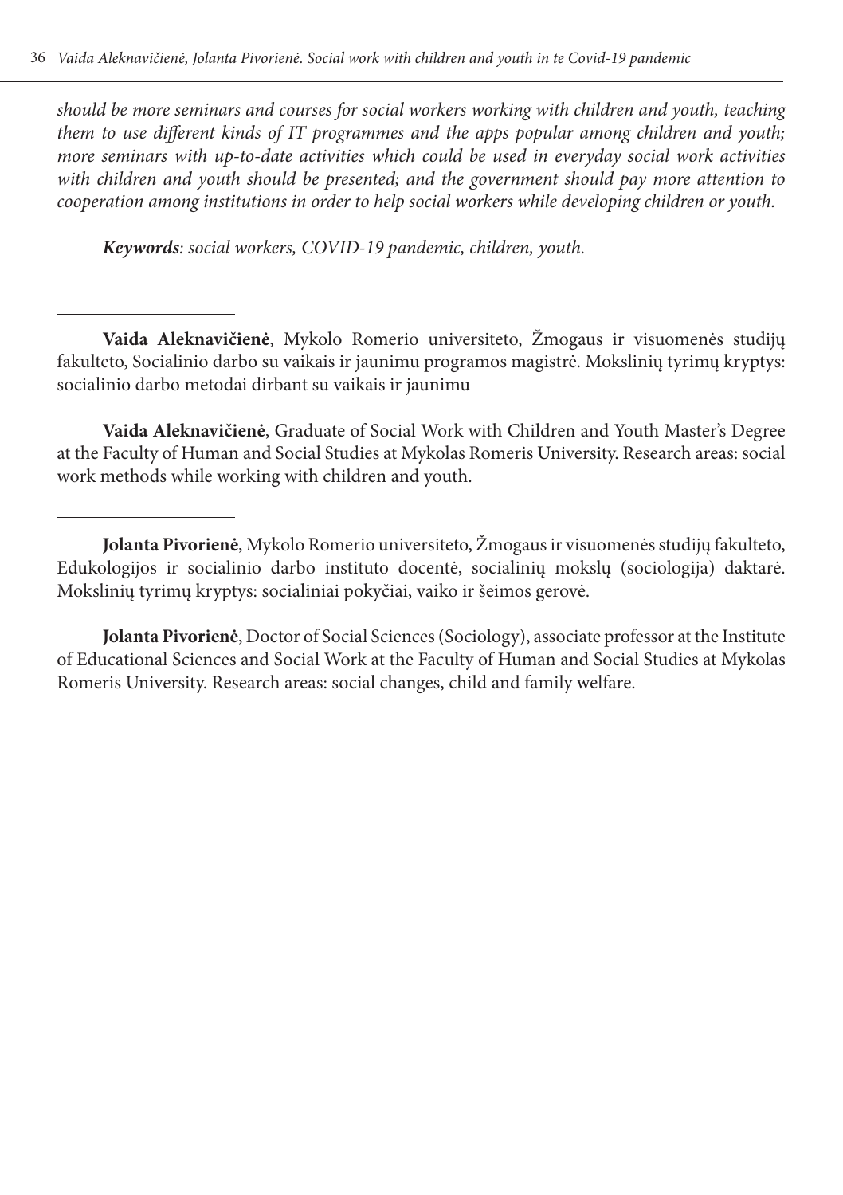*should be more seminars and courses for social workers working with children and youth, teaching them to use different kinds of IT programmes and the apps popular among children and youth; more seminars with up-to-date activities which could be used in everyday social work activities with children and youth should be presented; and the government should pay more attention to cooperation among institutions in order to help social workers while developing children or youth.*

***Keywords****: social workers, COVID-19 pandemic, children, youth.*

---

**Vaida Aleknavičienė**, Mykolo Romerio universiteto, Žmogaus ir visuomenės studijų fakulteto, Socialinio darbo su vaikais ir jaunimu programos magistrė. Mokslinių tyrimų kryptys: socialinio darbo metodai dirbant su vaikais ir jaunimu

**Vaida Aleknavičienė**, Graduate of Social Work with Children and Youth Master's Degree at the Faculty of Human and Social Studies at Mykolas Romeris University. Research areas: social work methods while working with children and youth.

---

**Jolanta Pivorienė**, Mykolo Romerio universiteto, Žmogaus ir visuomenės studijų fakulteto, Edukologijos ir socialinio darbo instituto docentė, socialinių mokslų (sociologija) daktarė. Mokslinių tyrimų kryptys: socialiniai pokyčiai, vaiko ir šeimos gerovė.

**Jolanta Pivorienė**, Doctor of Social Sciences (Sociology), associate professor at the Institute of Educational Sciences and Social Work at the Faculty of Human and Social Studies at Mykolas Romeris University. Research areas: social changes, child and family welfare.